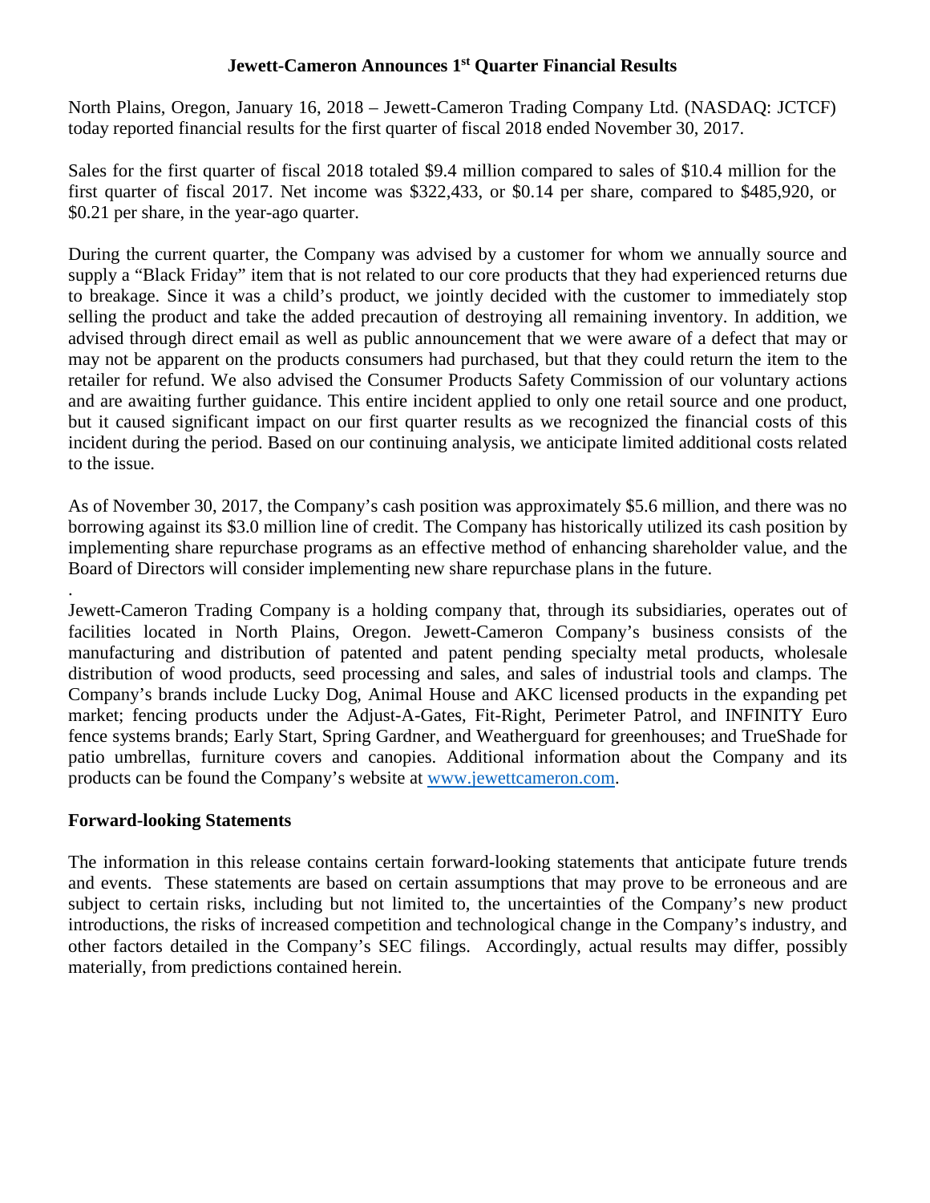# Jewett-Cameron Announces 1st Quarter Financial Results

North Plains, Oregon, January 16, 2018 – Jewett-Cameron Trading Company Ltd. (NASDAQ: JCTCF) today reported financial results for the first quarter of fiscal 2018 ended November 30, 2017.

Sales for the first quarter of fiscal 2018 totaled $9.4 million compared to sales of $10.4 million for the first quarter of fiscal 2017. Net income was $322,433, or $0.14 per share, compared to $485,920, or $0.21 per share, in the year-ago quarter.

During the current quarter, the Company was advised by a customer for whom we annually source and supply a "Black Friday" item that is not related to our core products that they had experienced returns due to breakage. Since it was a child's product, we jointly decided with the customer to immediately stop selling the product and take the added precaution of destroying all remaining inventory. In addition, we advised through direct email as well as public announcement that we were aware of a defect that may or may not be apparent on the products consumers had purchased, but that they could return the item to the retailer for refund. We also advised the Consumer Products Safety Commission of our voluntary actions and are awaiting further guidance. This entire incident applied to only one retail source and one product, but it caused significant impact on our first quarter results as we recognized the financial costs of this incident during the period. Based on our continuing analysis, we anticipate limited additional costs related to the issue.

As of November 30, 2017, the Company's cash position was approximately $5.6 million, and there was no borrowing against its $3.0 million line of credit. The Company has historically utilized its cash position by implementing share repurchase programs as an effective method of enhancing shareholder value, and the Board of Directors will consider implementing new share repurchase plans in the future.

Jewett-Cameron Trading Company is a holding company that, through its subsidiaries, operates out of facilities located in North Plains, Oregon. Jewett-Cameron Company's business consists of the manufacturing and distribution of patented and patent pending specialty metal products, wholesale distribution of wood products, seed processing and sales, and sales of industrial tools and clamps. The Company's brands include Lucky Dog, Animal House and AKC licensed products in the expanding pet market; fencing products under the Adjust-A-Gates, Fit-Right, Perimeter Patrol, and INFINITY Euro fence systems brands; Early Start, Spring Gardner, and Weatherguard for greenhouses; and TrueShade for patio umbrellas, furniture covers and canopies. Additional information about the Company and its products can be found the Company's website at www.jewettcameron.com.

## Forward-looking Statements

The information in this release contains certain forward-looking statements that anticipate future trends and events. These statements are based on certain assumptions that may prove to be erroneous and are subject to certain risks, including but not limited to, the uncertainties of the Company's new product introductions, the risks of increased competition and technological change in the Company's industry, and other factors detailed in the Company's SEC filings. Accordingly, actual results may differ, possibly materially, from predictions contained herein.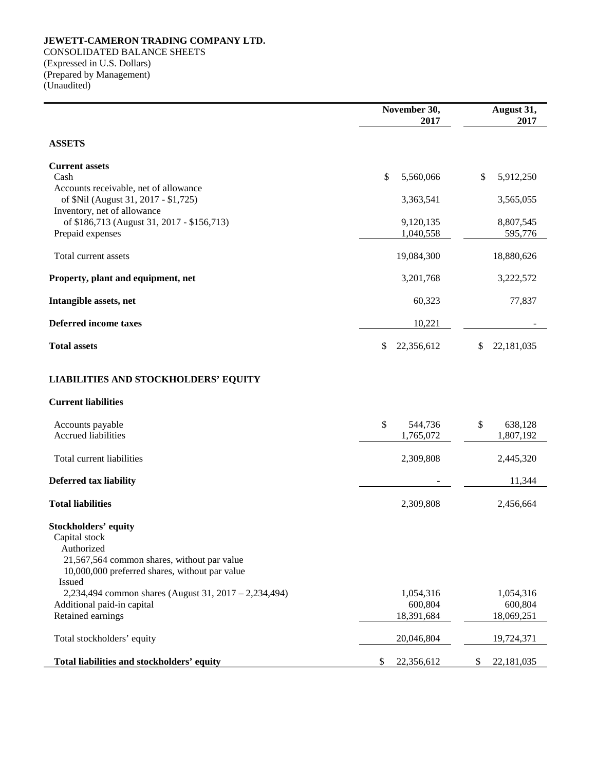**JEWETT-CAMERON TRADING COMPANY LTD.**
CONSOLIDATED BALANCE SHEETS
(Expressed in U.S. Dollars)
(Prepared by Management)
(Unaudited)

| | November 30, 2017 | August 31, 2017 |
|---|---|---|
| **ASSETS** | | |
| **Current assets** | | |
| Cash | $ 5,560,066 | $ 5,912,250 |
| Accounts receivable, net of allowance of $Nil (August 31, 2017 - $1,725) | 3,363,541 | 3,565,055 |
| Inventory, net of allowance of $186,713 (August 31, 2017 - $156,713) | 9,120,135 | 8,807,545 |
| Prepaid expenses | 1,040,558 | 595,776 |
| Total current assets | 19,084,300 | 18,880,626 |
| **Property, plant and equipment, net** | 3,201,768 | 3,222,572 |
| **Intangible assets, net** | 60,323 | 77,837 |
| **Deferred income taxes** | 10,221 | - |
| **Total assets** | $ 22,356,612 | $ 22,181,035 |
| **LIABILITIES AND STOCKHOLDERS' EQUITY** | | |
| **Current liabilities** | | |
| Accounts payable | $ 544,736 | $ 638,128 |
| Accrued liabilities | 1,765,072 | 1,807,192 |
| Total current liabilities | 2,309,808 | 2,445,320 |
| **Deferred tax liability** | - | 11,344 |
| **Total liabilities** | 2,309,808 | 2,456,664 |
| **Stockholders' equity** | | |
| Capital stock | | |
| Authorized | | |
| 21,567,564 common shares, without par value | | |
| 10,000,000 preferred shares, without par value | | |
| Issued | | |
| 2,234,494 common shares (August 31, 2017 – 2,234,494) | 1,054,316 | 1,054,316 |
| Additional paid-in capital | 600,804 | 600,804 |
| Retained earnings | 18,391,684 | 18,069,251 |
| Total stockholders' equity | 20,046,804 | 19,724,371 |
| **Total liabilities and stockholders' equity** | $ 22,356,612 | $ 22,181,035 |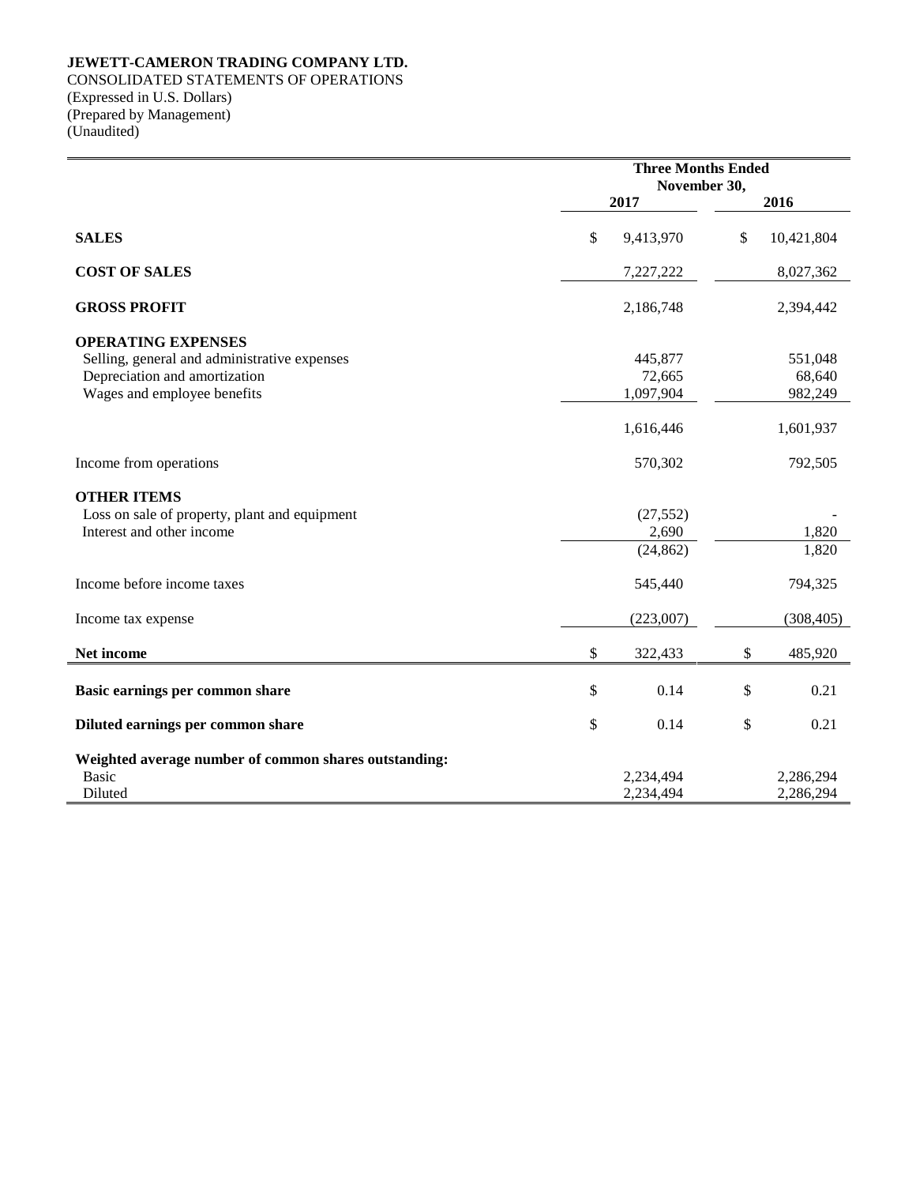**JEWETT-CAMERON TRADING COMPANY LTD.**
CONSOLIDATED STATEMENTS OF OPERATIONS
(Expressed in U.S. Dollars)
(Prepared by Management)
(Unaudited)

| | Three Months Ended November 30, | |
|---|---|---|
| | **2017** | **2016** |
| **SALES** | $ 9,413,970 | $ 10,421,804 |
| **COST OF SALES** | 7,227,222 | 8,027,362 |
| **GROSS PROFIT** | 2,186,748 | 2,394,442 |
| **OPERATING EXPENSES** | | |
| Selling, general and administrative expenses | 445,877 | 551,048 |
| Depreciation and amortization | 72,665 | 68,640 |
| Wages and employee benefits | 1,097,904 | 982,249 |
| | 1,616,446 | 1,601,937 |
| Income from operations | 570,302 | 792,505 |
| **OTHER ITEMS** | | |
| Loss on sale of property, plant and equipment | (27,552) | - |
| Interest and other income | 2,690 | 1,820 |
| | (24,862) | 1,820 |
| Income before income taxes | 545,440 | 794,325 |
| Income tax expense | (223,007) | (308,405) |
| **Net income** | $ 322,433 | $ 485,920 |
| **Basic earnings per common share** | $ 0.14 | $ 0.21 |
| **Diluted earnings per common share** | $ 0.14 | $ 0.21 |
| **Weighted average number of common shares outstanding:** | | |
| Basic | 2,234,494 | 2,286,294 |
| Diluted | 2,234,494 | 2,286,294 |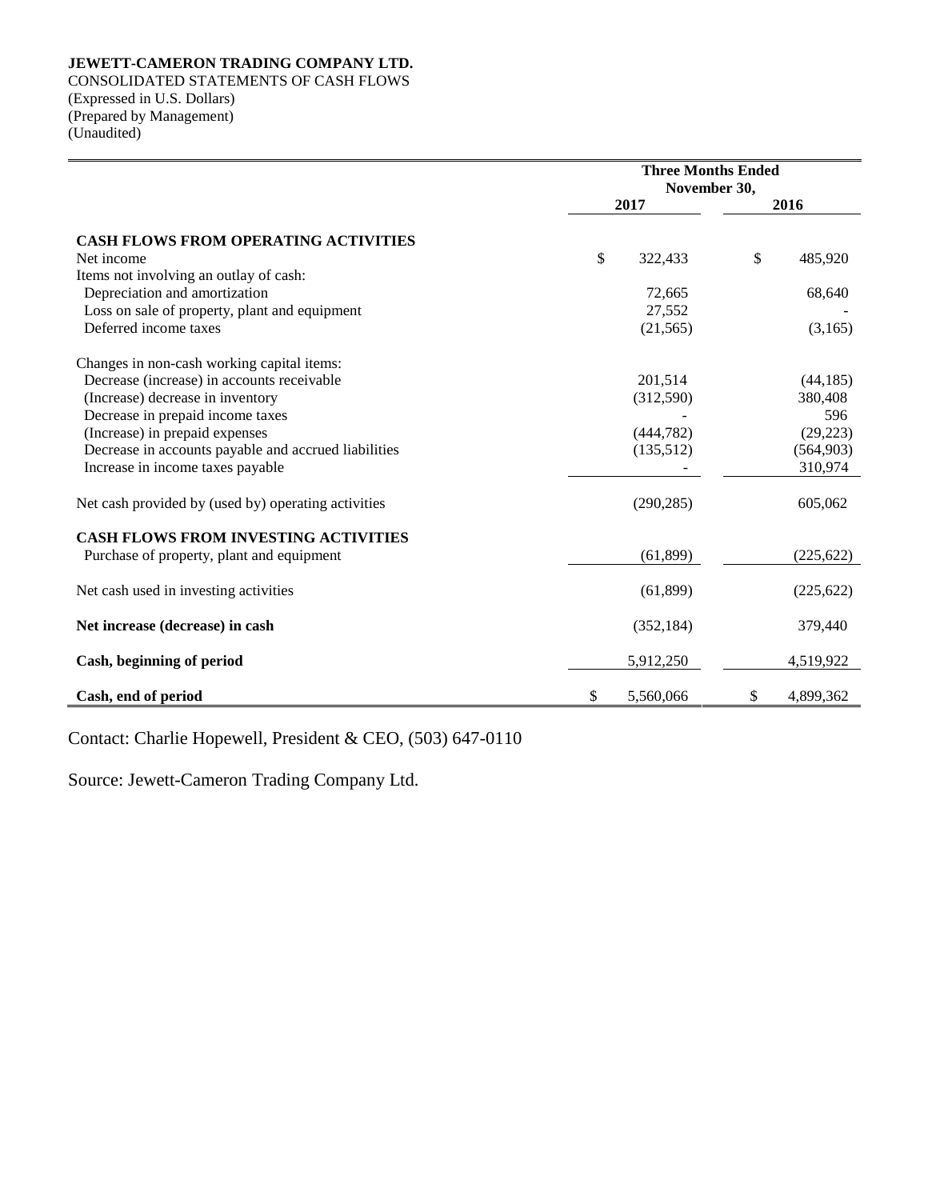**JEWETT-CAMERON TRADING COMPANY LTD.**
CONSOLIDATED STATEMENTS OF CASH FLOWS
(Expressed in U.S. Dollars)
(Prepared by Management)
(Unaudited)

| | Three Months Ended November 30, | |
|---|---|---|
| | 2017 | 2016 |
| **CASH FLOWS FROM OPERATING ACTIVITIES** | | |
| Net income | $ 322,433 | $ 485,920 |
| Items not involving an outlay of cash: | | |
| Depreciation and amortization | 72,665 | 68,640 |
| Loss on sale of property, plant and equipment | 27,552 | - |
| Deferred income taxes | (21,565) | (3,165) |
| Changes in non-cash working capital items: | | |
| Decrease (increase) in accounts receivable | 201,514 | (44,185) |
| (Increase) decrease in inventory | (312,590) | 380,408 |
| Decrease in prepaid income taxes | - | 596 |
| (Increase) in prepaid expenses | (444,782) | (29,223) |
| Decrease in accounts payable and accrued liabilities | (135,512) | (564,903) |
| Increase in income taxes payable | - | 310,974 |
| Net cash provided by (used by) operating activities | (290,285) | 605,062 |
| **CASH FLOWS FROM INVESTING ACTIVITIES** | | |
| Purchase of property, plant and equipment | (61,899) | (225,622) |
| Net cash used in investing activities | (61,899) | (225,622) |
| **Net increase (decrease) in cash** | (352,184) | 379,440 |
| **Cash, beginning of period** | 5,912,250 | 4,519,922 |
| **Cash, end of period** | $ 5,560,066 | $ 4,899,362 |

Contact: Charlie Hopewell, President & CEO, (503) 647-0110

Source: Jewett-Cameron Trading Company Ltd.